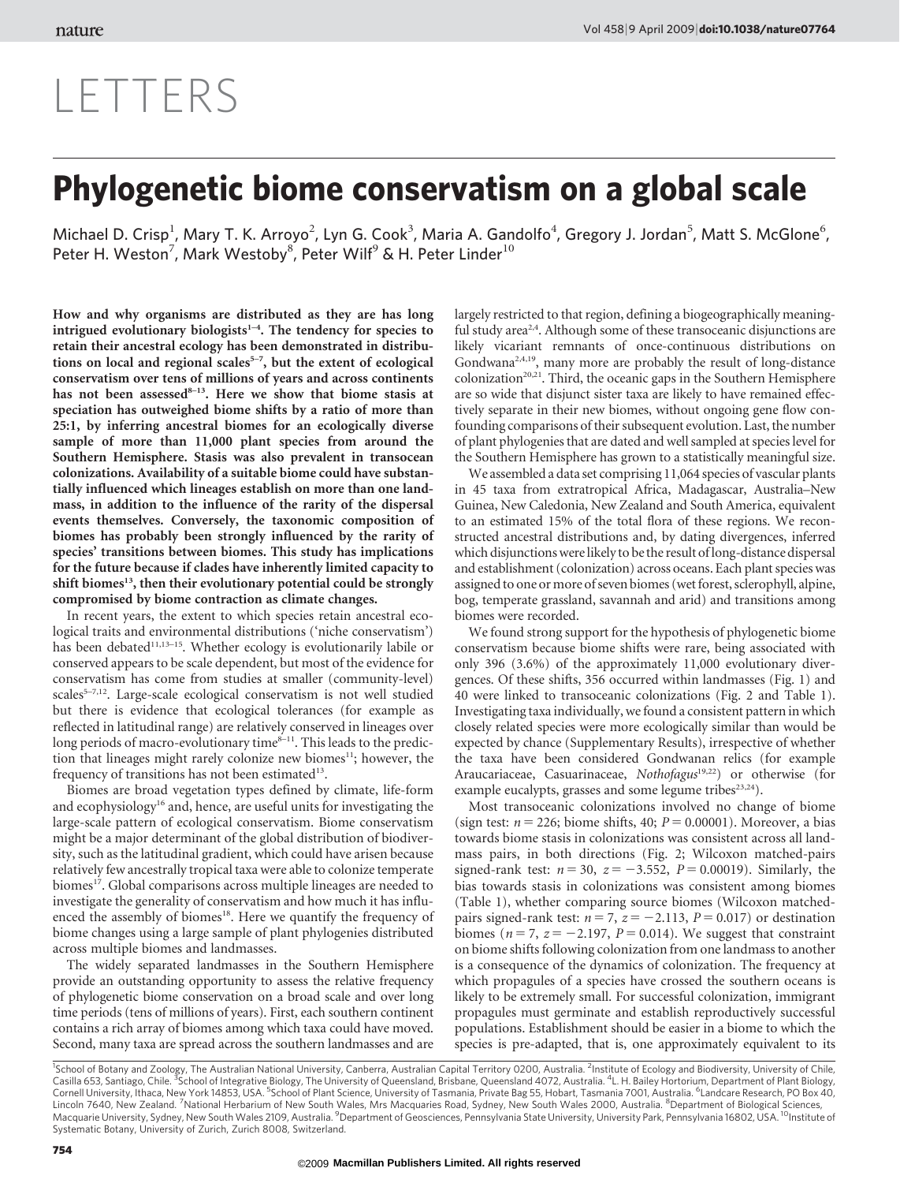# LETTERS

# Phylogenetic biome conservatism on a global scale

Michael D. Crisp[1], Mary T. K. Arroyo[2], Lyn G. Cook[3], Maria A. Gandolfo[4], Gregory J. Jordan[5], Matt S. McGlone[6], Peter H. Weston[7], Mark Westoby[8], Peter Wilf[9] & H. Peter Linder[10]

**How and why organisms are distributed as they are has long intrigued evolutionary biologists[1–4]. The tendency for species to retain their ancestral ecology has been demonstrated in distributions on local and regional scales[5–7], but the extent of ecological conservatism over tens of millions of years and across continents has not been assessed[8–13]. Here we show that biome stasis at speciation has outweighed biome shifts by a ratio of more than 25:1, by inferring ancestral biomes for an ecologically diverse sample of more than 11,000 plant species from around the Southern Hemisphere. Stasis was also prevalent in transocean colonizations. Availability of a suitable biome could have substantially influenced which lineages establish on more than one landmass, in addition to the influence of the rarity of the dispersal events themselves. Conversely, the taxonomic composition of biomes has probably been strongly influenced by the rarity of species' transitions between biomes. This study has implications for the future because if clades have inherently limited capacity to shift biomes[13], then their evolutionary potential could be strongly compromised by biome contraction as climate changes.**

In recent years, the extent to which species retain ancestral ecological traits and environmental distributions ('niche conservatism') has been debated[11,13–15]. Whether ecology is evolutionarily labile or conserved appears to be scale dependent, but most of the evidence for conservatism has come from studies at smaller (community-level) scales[5–7,12]. Large-scale ecological conservatism is not well studied but there is evidence that ecological tolerances (for example as reflected in latitudinal range) are relatively conserved in lineages over long periods of macro-evolutionary time[8–11]. This leads to the prediction that lineages might rarely colonize new biomes[11]; however, the frequency of transitions has not been estimated[13].

Biomes are broad vegetation types defined by climate, life-form and ecophysiology[16] and, hence, are useful units for investigating the large-scale pattern of ecological conservatism. Biome conservatism might be a major determinant of the global distribution of biodiversity, such as the latitudinal gradient, which could have arisen because relatively few ancestrally tropical taxa were able to colonize temperate biomes[17]. Global comparisons across multiple lineages are needed to investigate the generality of conservatism and how much it has influenced the assembly of biomes[18]. Here we quantify the frequency of biome changes using a large sample of plant phylogenies distributed across multiple biomes and landmasses.

The widely separated landmasses in the Southern Hemisphere provide an outstanding opportunity to assess the relative frequency of phylogenetic biome conservation on a broad scale and over long time periods (tens of millions of years). First, each southern continent contains a rich array of biomes among which taxa could have moved. Second, many taxa are spread across the southern landmasses and are largely restricted to that region, defining a biogeographically meaningful study area[2,4]. Although some of these transoceanic disjunctions are likely vicariant remnants of once-continuous distributions on Gondwana[2,4,19], many more are probably the result of long-distance colonization[20,21]. Third, the oceanic gaps in the Southern Hemisphere are so wide that disjunct sister taxa are likely to have remained effectively separate in their new biomes, without ongoing gene flow confounding comparisons of their subsequent evolution. Last, the number of plant phylogenies that are dated and well sampled at species level for the Southern Hemisphere has grown to a statistically meaningful size.

We assembled a data set comprising 11,064 species of vascular plants in 45 taxa from extratropical Africa, Madagascar, Australia–New Guinea, New Caledonia, New Zealand and South America, equivalent to an estimated 15% of the total flora of these regions. We reconstructed ancestral distributions and, by dating divergences, inferred which disjunctions were likely to be the result of long-distance dispersal and establishment (colonization) across oceans. Each plant species was assigned to one or more of seven biomes (wet forest, sclerophyll, alpine, bog, temperate grassland, savannah and arid) and transitions among biomes were recorded.

We found strong support for the hypothesis of phylogenetic biome conservatism because biome shifts were rare, being associated with only 396 (3.6%) of the approximately 11,000 evolutionary divergences. Of these shifts, 356 occurred within landmasses (Fig. 1) and 40 were linked to transoceanic colonizations (Fig. 2 and Table 1). Investigating taxa individually, we found a consistent pattern in which closely related species were more ecologically similar than would be expected by chance (Supplementary Results), irrespective of whether the taxa have been considered Gondwanan relics (for example Araucariaceae, Casuarinaceae, *Nothofagus*[19,22]) or otherwise (for example eucalypts, grasses and some legume tribes[23,24]).

Most transoceanic colonizations involved no change of biome (sign test: $n = 226$; biome shifts, 40; $P = 0.00001$). Moreover, a bias towards biome stasis in colonizations was consistent across all landmass pairs, in both directions (Fig. 2; Wilcoxon matched-pairs signed-rank test: $n = 30$, $z = -3.552$, $P = 0.00019$). Similarly, the bias towards stasis in colonizations was consistent among biomes (Table 1), whether comparing source biomes (Wilcoxon matched-pairs signed-rank test: $n = 7$, $z = -2.113$, $P = 0.017$) or destination biomes ($n = 7$, $z = -2.197$, $P = 0.014$). We suggest that constraint on biome shifts following colonization from one landmass to another is a consequence of the dynamics of colonization. The frequency at which propagules of a species have crossed the southern oceans is likely to be extremely small. For successful colonization, immigrant propagules must germinate and establish reproductively successful populations. Establishment should be easier in a biome to which the species is pre-adapted, that is, one approximately equivalent to its

[1]School of Botany and Zoology, The Australian National University, Canberra, Australian Capital Territory 0200, Australia. [2]Institute of Ecology and Biodiversity, University of Chile, Casilla 653, Santiago, Chile. [3]School of Integrative Biology, The University of Queensland, Brisbane, Queensland 4072, Australia. [4]L. H. Bailey Hortorium, Department of Plant Biology, Cornell University, Ithaca, New York 14853, USA. [5]School of Plant Science, University of Tasmania, Private Bag 55, Hobart, Tasmania 7001, Australia. [6]Landcare Research, PO Box 40, Lincoln 7640, New Zealand. [7]National Herbarium of New South Wales, Mrs Macquaries Road, Sydney, New South Wales 2000, Australia. [8]Department of Biological Sciences, Macquarie University, Sydney, New South Wales 2109, Australia. [9]Department of Geosciences, Pennsylvania State University, University Park, Pennsylvania 16802, USA. [10]Institute of Systematic Botany, University of Zurich, Zurich 8008, Switzerland.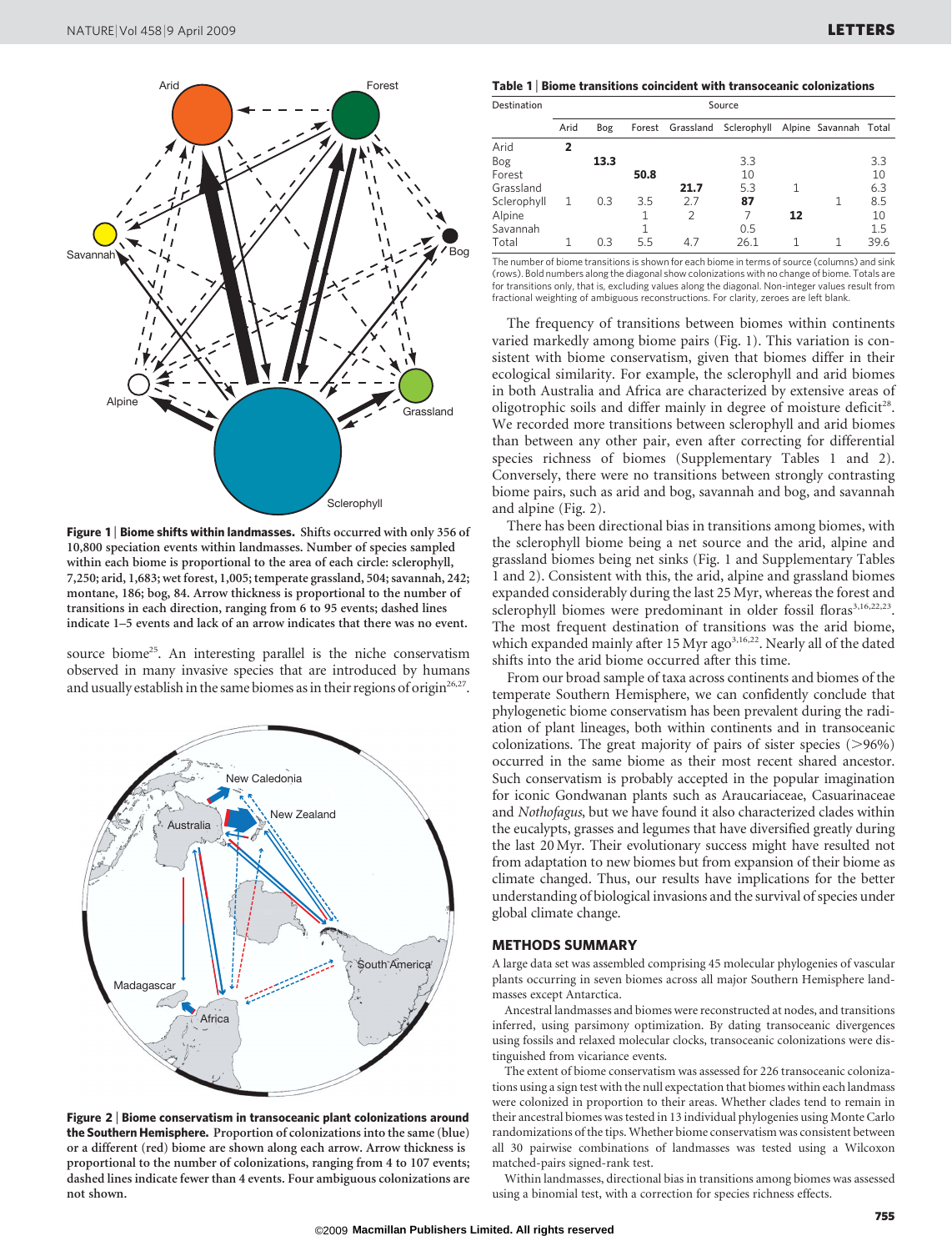**Figure 1 | Biome shifts within landmasses.** Shifts occurred with only 356 of 10,800 speciation events within landmasses. Number of species sampled within each biome is proportional to the area of each circle: sclerophyll, 7,250; arid, 1,683; wet forest, 1,005; temperate grassland, 504; savannah, 242; montane, 186; bog, 84. Arrow thickness is proportional to the number of transitions in each direction, ranging from 6 to 95 events; dashed lines indicate 1–5 events and lack of an arrow indicates that there was no event.

source biome[25]. An interesting parallel is the niche conservatism observed in many invasive species that are introduced by humans and usually establish in the same biomes as in their regions of origin[26,27].

**Figure 2 | Biome conservatism in transoceanic plant colonizations around the Southern Hemisphere.** Proportion of colonizations into the same (blue) or a different (red) biome are shown along each arrow. Arrow thickness is proportional to the number of colonizations, ranging from 4 to 107 events; dashed lines indicate fewer than 4 events. Four ambiguous colonizations are not shown.

**Table 1 | Biome transitions coincident with transoceanic colonizations**

| Destination | Source | | | | | | | |
|---|---|---|---|---|---|---|---|---|
| | Arid | Bog | Forest | Grassland | Sclerophyll | Alpine | Savannah | Total |
| Arid | **2** | | | | | | | |
| Bog | | **13.3** | | | 3.3 | | | 3.3 |
| Forest | | | **50.8** | | 10 | | | 10 |
| Grassland | | | | **21.7** | 5.3 | 1 | | 6.3 |
| Sclerophyll | 1 | 0.3 | 3.5 | 2.7 | **87** | | 1 | 8.5 |
| Alpine | | | 1 | 2 | 7 | **12** | | 10 |
| Savannah | | | 1 | | 0.5 | | | 1.5 |
| Total | 1 | 0.3 | 5.5 | 4.7 | 26.1 | 1 | 1 | 39.6 |

The number of biome transitions is shown for each biome in terms of source (columns) and sink (rows). Bold numbers along the diagonal show colonizations with no change of biome. Totals are for transitions only, that is, excluding values along the diagonal. Non-integer values result from fractional weighting of ambiguous reconstructions. For clarity, zeroes are left blank.

The frequency of transitions between biomes within continents varied markedly among biome pairs (Fig. 1). This variation is consistent with biome conservatism, given that biomes differ in their ecological similarity. For example, the sclerophyll and arid biomes in both Australia and Africa are characterized by extensive areas of oligotrophic soils and differ mainly in degree of moisture deficit[28]. We recorded more transitions between sclerophyll and arid biomes than between any other pair, even after correcting for differential species richness of biomes (Supplementary Tables 1 and 2). Conversely, there were no transitions between strongly contrasting biome pairs, such as arid and bog, savannah and bog, and savannah and alpine (Fig. 2).

There has been directional bias in transitions among biomes, with the sclerophyll biome being a net source and the arid, alpine and grassland biomes being net sinks (Fig. 1 and Supplementary Tables 1 and 2). Consistent with this, the arid, alpine and grassland biomes expanded considerably during the last 25 Myr, whereas the forest and sclerophyll biomes were predominant in older fossil floras[3,16,22,23]. The most frequent destination of transitions was the arid biome, which expanded mainly after 15 Myr ago[3,16,22]. Nearly all of the dated shifts into the arid biome occurred after this time.

From our broad sample of taxa across continents and biomes of the temperate Southern Hemisphere, we can confidently conclude that phylogenetic biome conservatism has been prevalent during the radiation of plant lineages, both within continents and in transoceanic colonizations. The great majority of pairs of sister species (>96%) occurred in the same biome as their most recent shared ancestor. Such conservatism is probably accepted in the popular imagination for iconic Gondwanan plants such as Araucariaceae, Casuarinaceae and *Nothofagus*, but we have found it also characterized clades within the eucalypts, grasses and legumes that have diversified greatly during the last 20 Myr. Their evolutionary success might have resulted not from adaptation to new biomes but from expansion of their biome as climate changed. Thus, our results have implications for the better understanding of biological invasions and the survival of species under global climate change.

## METHODS SUMMARY

A large data set was assembled comprising 45 molecular phylogenies of vascular plants occurring in seven biomes across all major Southern Hemisphere landmasses except Antarctica.

Ancestral landmasses and biomes were reconstructed at nodes, and transitions inferred, using parsimony optimization. By dating transoceanic divergences using fossils and relaxed molecular clocks, transoceanic colonizations were distinguished from vicariance events.

The extent of biome conservatism was assessed for 226 transoceanic colonizations using a sign test with the null expectation that biomes within each landmass were colonized in proportion to their areas. Whether clades tend to remain in their ancestral biomes was tested in 13 individual phylogenies using Monte Carlo randomizations of the tips. Whether biome conservatism was consistent between all 30 pairwise combinations of landmasses was tested using a Wilcoxon matched-pairs signed-rank test.

Within landmasses, directional bias in transitions among biomes was assessed using a binomial test, with a correction for species richness effects.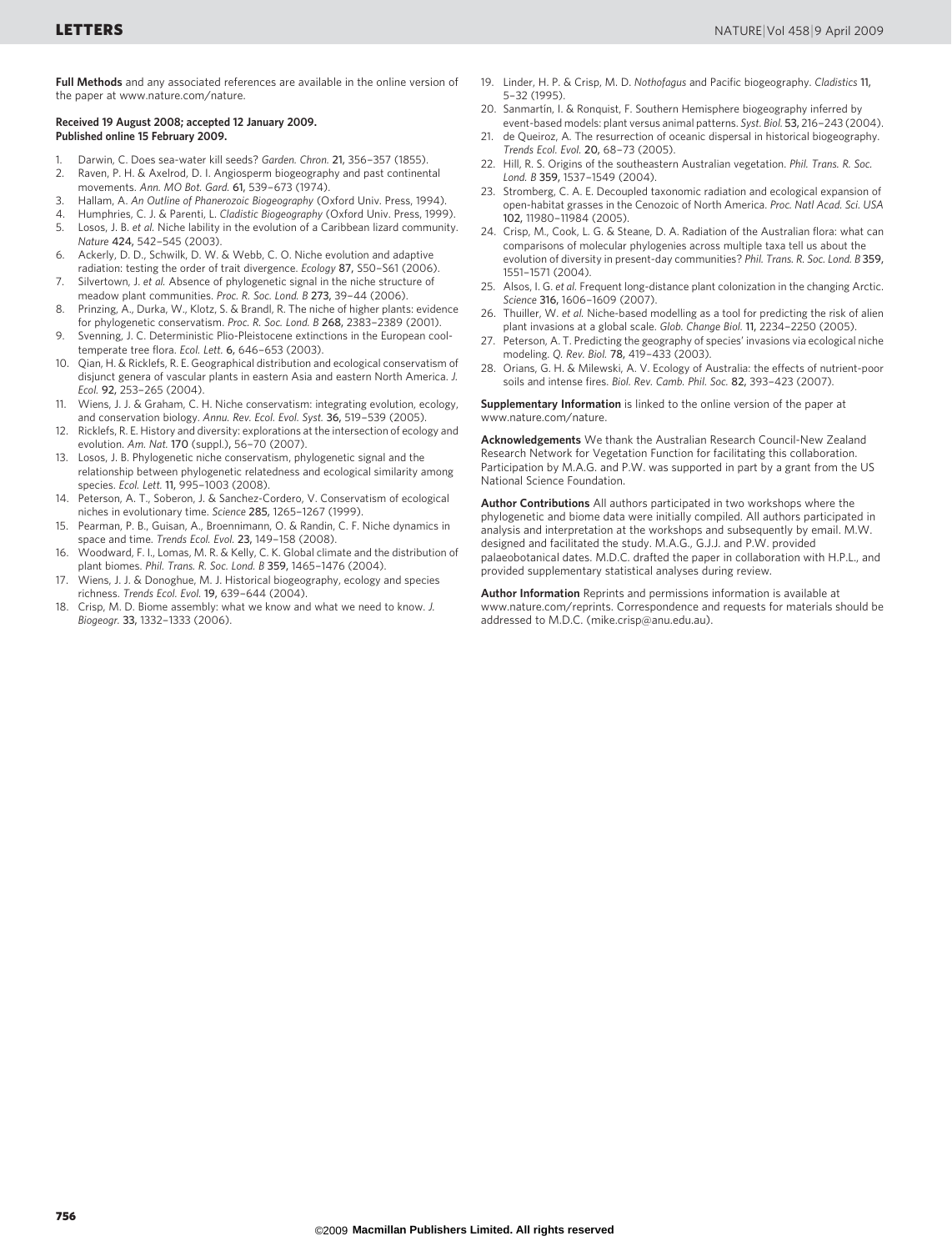**Full Methods** and any associated references are available in the online version of the paper at www.nature.com/nature.

**Received 19 August 2008; accepted 12 January 2009. Published online 15 February 2009.**

1. Darwin, C. Does sea-water kill seeds? *Garden. Chron.* **21,** 356–357 (1855).
2. Raven, P. H. & Axelrod, D. I. Angiosperm biogeography and past continental movements. *Ann. MO Bot. Gard.* **61,** 539–673 (1974).
3. Hallam, A. *An Outline of Phanerozoic Biogeography* (Oxford Univ. Press, 1994).
4. Humphries, C. J. & Parenti, L. *Cladistic Biogeography* (Oxford Univ. Press, 1999).
5. Losos, J. B. *et al.* Niche lability in the evolution of a Caribbean lizard community. *Nature* **424,** 542–545 (2003).
6. Ackerly, D. D., Schwilk, D. W. & Webb, C. O. Niche evolution and adaptive radiation: testing the order of trait divergence. *Ecology* **87,** S50–S61 (2006).
7. Silvertown, J. *et al.* Absence of phylogenetic signal in the niche structure of meadow plant communities. *Proc. R. Soc. Lond. B* **273,** 39–44 (2006).
8. Prinzing, A., Durka, W., Klotz, S. & Brandl, R. The niche of higher plants: evidence for phylogenetic conservatism. *Proc. R. Soc. Lond. B* **268,** 2383–2389 (2001).
9. Svenning, J. C. Deterministic Plio-Pleistocene extinctions in the European cool-temperate tree flora. *Ecol. Lett.* **6,** 646–653 (2003).
10. Qian, H. & Ricklefs, R. E. Geographical distribution and ecological conservatism of disjunct genera of vascular plants in eastern Asia and eastern North America. *J. Ecol.* **92,** 253–265 (2004).
11. Wiens, J. J. & Graham, C. H. Niche conservatism: integrating evolution, ecology, and conservation biology. *Annu. Rev. Ecol. Evol. Syst.* **36,** 519–539 (2005).
12. Ricklefs, R. E. History and diversity: explorations at the intersection of ecology and evolution. *Am. Nat.* **170** (suppl.), 56–70 (2007).
13. Losos, J. B. Phylogenetic niche conservatism, phylogenetic signal and the relationship between phylogenetic relatedness and ecological similarity among species. *Ecol. Lett.* **11,** 995–1003 (2008).
14. Peterson, A. T., Soberon, J. & Sanchez-Cordero, V. Conservatism of ecological niches in evolutionary time. *Science* **285,** 1265–1267 (1999).
15. Pearman, P. B., Guisan, A., Broennimann, O. & Randin, C. F. Niche dynamics in space and time. *Trends Ecol. Evol.* **23,** 149–158 (2008).
16. Woodward, F. I., Lomas, M. R. & Kelly, C. K. Global climate and the distribution of plant biomes. *Phil. Trans. R. Soc. Lond. B* **359,** 1465–1476 (2004).
17. Wiens, J. J. & Donoghue, M. J. Historical biogeography, ecology and species richness. *Trends Ecol. Evol.* **19,** 639–644 (2004).
18. Crisp, M. D. Biome assembly: what we know and what we need to know. *J. Biogeogr.* **33,** 1332–1333 (2006).
19. Linder, H. P. & Crisp, M. D. *Nothofagus* and Pacific biogeography. *Cladistics* **11,** 5–32 (1995).
20. Sanmartín, I. & Ronquist, F. Southern Hemisphere biogeography inferred by event-based models: plant versus animal patterns. *Syst. Biol.* **53,** 216–243 (2004).
21. de Queiroz, A. The resurrection of oceanic dispersal in historical biogeography. *Trends Ecol. Evol.* **20,** 68–73 (2005).
22. Hill, R. S. Origins of the southeastern Australian vegetation. *Phil. Trans. R. Soc. Lond. B* **359,** 1537–1549 (2004).
23. Stromberg, C. A. E. Decoupled taxonomic radiation and ecological expansion of open-habitat grasses in the Cenozoic of North America. *Proc. Natl Acad. Sci. USA* **102,** 11980–11984 (2005).
24. Crisp, M., Cook, L. G. & Steane, D. A. Radiation of the Australian flora: what can comparisons of molecular phylogenies across multiple taxa tell us about the evolution of diversity in present-day communities? *Phil. Trans. R. Soc. Lond. B* **359,** 1551–1571 (2004).
25. Alsos, I. G. *et al.* Frequent long-distance plant colonization in the changing Arctic. *Science* **316,** 1606–1609 (2007).
26. Thuiller, W. *et al.* Niche-based modelling as a tool for predicting the risk of alien plant invasions at a global scale. *Glob. Change Biol.* **11,** 2234–2250 (2005).
27. Peterson, A. T. Predicting the geography of species' invasions via ecological niche modeling. *Q. Rev. Biol.* **78,** 419–433 (2003).
28. Orians, G. H. & Milewski, A. V. Ecology of Australia: the effects of nutrient-poor soils and intense fires. *Biol. Rev. Camb. Phil. Soc.* **82,** 393–423 (2007).

**Supplementary Information** is linked to the online version of the paper at www.nature.com/nature.

**Acknowledgements** We thank the Australian Research Council-New Zealand Research Network for Vegetation Function for facilitating this collaboration. Participation by M.A.G. and P.W. was supported in part by a grant from the US National Science Foundation.

**Author Contributions** All authors participated in two workshops where the phylogenetic and biome data were initially compiled. All authors participated in analysis and interpretation at the workshops and subsequently by email. M.W. designed and facilitated the study. M.A.G., G.J.J. and P.W. provided palaeobotanical dates. M.D.C. drafted the paper in collaboration with H.P.L., and provided supplementary statistical analyses during review.

**Author Information** Reprints and permissions information is available at www.nature.com/reprints. Correspondence and requests for materials should be addressed to M.D.C. (mike.crisp@anu.edu.au).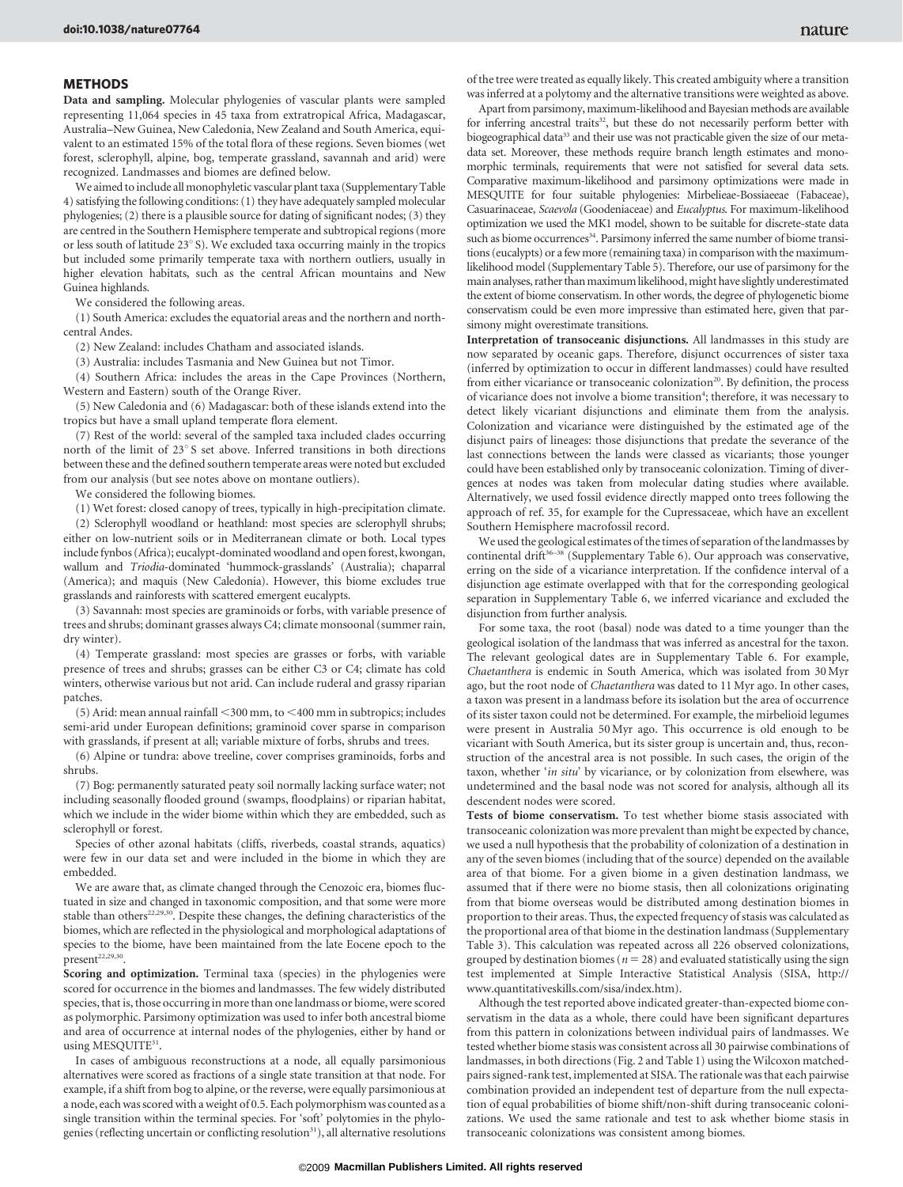## METHODS

**Data and sampling.** Molecular phylogenies of vascular plants were sampled representing 11,064 species in 45 taxa from extratropical Africa, Madagascar, Australia–New Guinea, New Caledonia, New Zealand and South America, equivalent to an estimated 15% of the total flora of these regions. Seven biomes (wet forest, sclerophyll, alpine, bog, temperate grassland, savannah and arid) were recognized. Landmasses and biomes are defined below.

We aimed to include all monophyletic vascular plant taxa (Supplementary Table 4) satisfying the following conditions: (1) they have adequately sampled molecular phylogenies; (2) there is a plausible source for dating of significant nodes; (3) they are centred in the Southern Hemisphere temperate and subtropical regions (more or less south of latitude 23° S). We excluded taxa occurring mainly in the tropics but included some primarily temperate taxa with northern outliers, usually in higher elevation habitats, such as the central African mountains and New Guinea highlands.

We considered the following areas.

(1) South America: excludes the equatorial areas and the northern and north-central Andes.

(2) New Zealand: includes Chatham and associated islands.

(3) Australia: includes Tasmania and New Guinea but not Timor.

(4) Southern Africa: includes the areas in the Cape Provinces (Northern, Western and Eastern) south of the Orange River.

(5) New Caledonia and (6) Madagascar: both of these islands extend into the tropics but have a small upland temperate flora element.

(7) Rest of the world: several of the sampled taxa included clades occurring north of the limit of 23° S set above. Inferred transitions in both directions between these and the defined southern temperate areas were noted but excluded from our analysis (but see notes above on montane outliers).

We considered the following biomes.

(1) Wet forest: closed canopy of trees, typically in high-precipitation climate.

(2) Sclerophyll woodland or heathland: most species are sclerophyll shrubs; either on low-nutrient soils or in Mediterranean climate or both. Local types include fynbos (Africa); eucalypt-dominated woodland and open forest, kwongan, wallum and *Triodia*-dominated 'hummock-grasslands' (Australia); chaparral (America); and maquis (New Caledonia). However, this biome excludes true grasslands and rainforests with scattered emergent eucalypts.

(3) Savannah: most species are graminoids or forbs, with variable presence of trees and shrubs; dominant grasses always C4; climate monsoonal (summer rain, dry winter).

(4) Temperate grassland: most species are grasses or forbs, with variable presence of trees and shrubs; grasses can be either C3 or C4; climate has cold winters, otherwise various but not arid. Can include ruderal and grassy riparian patches.

(5) Arid: mean annual rainfall <300 mm, to <400 mm in subtropics; includes semi-arid under European definitions; graminoid cover sparse in comparison with grasslands, if present at all; variable mixture of forbs, shrubs and trees.

(6) Alpine or tundra: above treeline, cover comprises graminoids, forbs and shrubs.

(7) Bog: permanently saturated peaty soil normally lacking surface water; not including seasonally flooded ground (swamps, floodplains) or riparian habitat, which we include in the wider biome within which they are embedded, such as sclerophyll or forest.

Species of other azonal habitats (cliffs, riverbeds, coastal strands, aquatics) were few in our data set and were included in the biome in which they are embedded.

We are aware that, as climate changed through the Cenozoic era, biomes fluctuated in size and changed in taxonomic composition, and that some were more stable than others[22,29,30]. Despite these changes, the defining characteristics of the biomes, which are reflected in the physiological and morphological adaptations of species to the biome, have been maintained from the late Eocene epoch to the present[22,29,30].

**Scoring and optimization.** Terminal taxa (species) in the phylogenies were scored for occurrence in the biomes and landmasses. The few widely distributed species, that is, those occurring in more than one landmass or biome, were scored as polymorphic. Parsimony optimization was used to infer both ancestral biome and area of occurrence at internal nodes of the phylogenies, either by hand or using MESQUITE[31].

In cases of ambiguous reconstructions at a node, all equally parsimonious alternatives were scored as fractions of a single state transition at that node. For example, if a shift from bog to alpine, or the reverse, were equally parsimonious at a node, each was scored with a weight of 0.5. Each polymorphism was counted as a single transition within the terminal species. For 'soft' polytomies in the phylogenies (reflecting uncertain or conflicting resolution[31]), all alternative resolutions of the tree were treated as equally likely. This created ambiguity where a transition was inferred at a polytomy and the alternative transitions were weighted as above.

Apart from parsimony, maximum-likelihood and Bayesian methods are available for inferring ancestral traits[32], but these do not necessarily perform better with biogeographical data[33] and their use was not practicable given the size of our metadata set. Moreover, these methods require branch length estimates and monomorphic terminals, requirements that were not satisfied for several data sets. Comparative maximum-likelihood and parsimony optimizations were made in MESQUITE for four suitable phylogenies: Mirbelieae-Bossiaeeae (Fabaceae), Casuarinaceae, *Scaevola* (Goodeniaceae) and *Eucalyptus*. For maximum-likelihood optimization we used the MK1 model, shown to be suitable for discrete-state data such as biome occurrences[34]. Parsimony inferred the same number of biome transitions (eucalypts) or a few more (remaining taxa) in comparison with the maximum-likelihood model (Supplementary Table 5). Therefore, our use of parsimony for the main analyses, rather than maximum likelihood, might have slightly underestimated the extent of biome conservatism. In other words, the degree of phylogenetic biome conservatism could be even more impressive than estimated here, given that parsimony might overestimate transitions.

**Interpretation of transoceanic disjunctions.** All landmasses in this study are now separated by oceanic gaps. Therefore, disjunct occurrences of sister taxa (inferred by optimization to occur in different landmasses) could have resulted from either vicariance or transoceanic colonization[20]. By definition, the process of vicariance does not involve a biome transition[4]; therefore, it was necessary to detect likely vicariant disjunctions and eliminate them from the analysis. Colonization and vicariance were distinguished by the estimated age of the disjunct pairs of lineages: those disjunctions that predate the severance of the last connections between the lands were classed as vicariants; those younger could have been established only by transoceanic colonization. Timing of divergences at nodes was taken from molecular dating studies where available. Alternatively, we used fossil evidence directly mapped onto trees following the approach of ref. 35, for example for the Cupressaceae, which have an excellent Southern Hemisphere macrofossil record.

We used the geological estimates of the times of separation of the landmasses by continental drift[36–38] (Supplementary Table 6). Our approach was conservative, erring on the side of a vicariance interpretation. If the confidence interval of a disjunction age estimate overlapped with that for the corresponding geological separation in Supplementary Table 6, we inferred vicariance and excluded the disjunction from further analysis.

For some taxa, the root (basal) node was dated to a time younger than the geological isolation of the landmass that was inferred as ancestral for the taxon. The relevant geological dates are in Supplementary Table 6. For example, *Chaetanthera* is endemic in South America, which was isolated from 30 Myr ago, but the root node of *Chaetanthera* was dated to 11 Myr ago. In other cases, a taxon was present in a landmass before its isolation but the area of occurrence of its sister taxon could not be determined. For example, the mirbelioid legumes were present in Australia 50 Myr ago. This occurrence is old enough to be vicariant with South America, but its sister group is uncertain and, thus, reconstruction of the ancestral area is not possible. In such cases, the origin of the taxon, whether '*in situ*' by vicariance, or by colonization from elsewhere, was undetermined and the basal node was not scored for analysis, although all its descendent nodes were scored.

**Tests of biome conservatism.** To test whether biome stasis associated with transoceanic colonization was more prevalent than might be expected by chance, we used a null hypothesis that the probability of colonization of a destination in any of the seven biomes (including that of the source) depended on the available area of that biome. For a given biome in a given destination landmass, we assumed that if there were no biome stasis, then all colonizations originating from that biome overseas would be distributed among destination biomes in proportion to their areas. Thus, the expected frequency of stasis was calculated as the proportional area of that biome in the destination landmass (Supplementary Table 3). This calculation was repeated across all 226 observed colonizations, grouped by destination biomes ($n = 28$) and evaluated statistically using the sign test implemented at Simple Interactive Statistical Analysis (SISA, http://www.quantitativeskills.com/sisa/index.htm).

Although the test reported above indicated greater-than-expected biome conservatism in the data as a whole, there could have been significant departures from this pattern in colonizations between individual pairs of landmasses. We tested whether biome stasis was consistent across all 30 pairwise combinations of landmasses, in both directions (Fig. 2 and Table 1) using the Wilcoxon matched-pairs signed-rank test, implemented at SISA. The rationale was that each pairwise combination provided an independent test of departure from the null expectation of equal probabilities of biome shift/non-shift during transoceanic colonizations. We used the same rationale and test to ask whether biome stasis in transoceanic colonizations was consistent among biomes.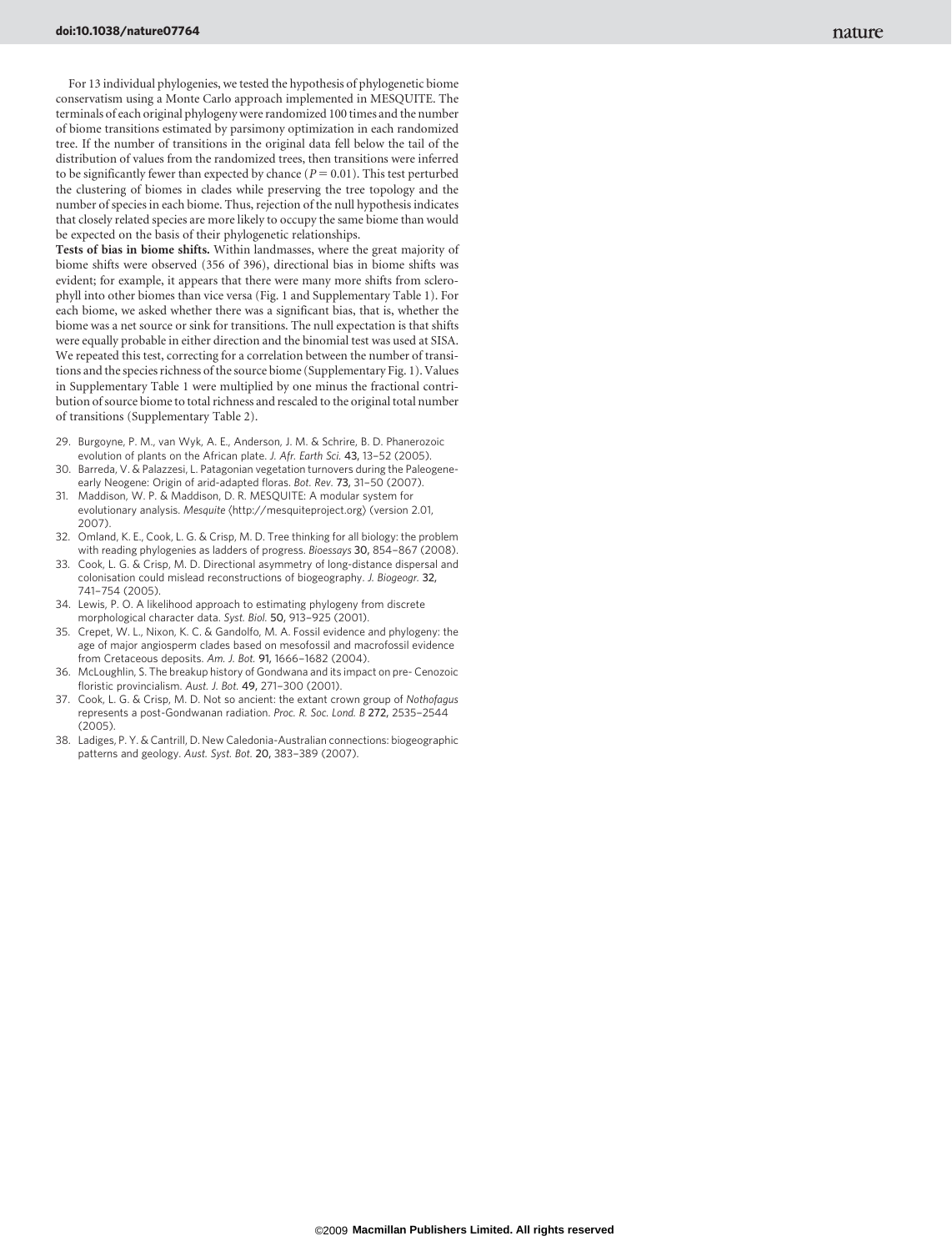For 13 individual phylogenies, we tested the hypothesis of phylogenetic biome conservatism using a Monte Carlo approach implemented in MESQUITE. The terminals of each original phylogeny were randomized 100 times and the number of biome transitions estimated by parsimony optimization in each randomized tree. If the number of transitions in the original data fell below the tail of the distribution of values from the randomized trees, then transitions were inferred to be significantly fewer than expected by chance ($P = 0.01$). This test perturbed the clustering of biomes in clades while preserving the tree topology and the number of species in each biome. Thus, rejection of the null hypothesis indicates that closely related species are more likely to occupy the same biome than would be expected on the basis of their phylogenetic relationships.

**Tests of bias in biome shifts.** Within landmasses, where the great majority of biome shifts were observed (356 of 396), directional bias in biome shifts was evident; for example, it appears that there were many more shifts from sclerophyll into other biomes than vice versa (Fig. 1 and Supplementary Table 1). For each biome, we asked whether there was a significant bias, that is, whether the biome was a net source or sink for transitions. The null expectation is that shifts were equally probable in either direction and the binomial test was used at SISA. We repeated this test, correcting for a correlation between the number of transitions and the species richness of the source biome (Supplementary Fig. 1). Values in Supplementary Table 1 were multiplied by one minus the fractional contribution of source biome to total richness and rescaled to the original total number of transitions (Supplementary Table 2).

29. Burgoyne, P. M., van Wyk, A. E., Anderson, J. M. & Schrire, B. D. Phanerozoic evolution of plants on the African plate. *J. Afr. Earth Sci.* **43,** 13–52 (2005).
30. Barreda, V. & Palazzesi, L. Patagonian vegetation turnovers during the Paleogene-early Neogene: Origin of arid-adapted floras. *Bot. Rev.* **73,** 31–50 (2007).
31. Maddison, W. P. & Maddison, D. R. MESQUITE: A modular system for evolutionary analysis. *Mesquite* ⟨http://mesquiteproject.org⟩ (version 2.01, 2007).
32. Omland, K. E., Cook, L. G. & Crisp, M. D. Tree thinking for all biology: the problem with reading phylogenies as ladders of progress. *Bioessays* **30,** 854–867 (2008).
33. Cook, L. G. & Crisp, M. D. Directional asymmetry of long-distance dispersal and colonisation could mislead reconstructions of biogeography. *J. Biogeogr.* **32,** 741–754 (2005).
34. Lewis, P. O. A likelihood approach to estimating phylogeny from discrete morphological character data. *Syst. Biol.* **50,** 913–925 (2001).
35. Crepet, W. L., Nixon, K. C. & Gandolfo, M. A. Fossil evidence and phylogeny: the age of major angiosperm clades based on mesofossil and macrofossil evidence from Cretaceous deposits. *Am. J. Bot.* **91,** 1666–1682 (2004).
36. McLoughlin, S. The breakup history of Gondwana and its impact on pre- Cenozoic floristic provincialism. *Aust. J. Bot.* **49,** 271–300 (2001).
37. Cook, L. G. & Crisp, M. D. Not so ancient: the extant crown group of *Nothofagus* represents a post-Gondwanan radiation. *Proc. R. Soc. Lond. B* **272,** 2535–2544 (2005).
38. Ladiges, P. Y. & Cantrill, D. New Caledonia-Australian connections: biogeographic patterns and geology. *Aust. Syst. Bot.* **20,** 383–389 (2007).